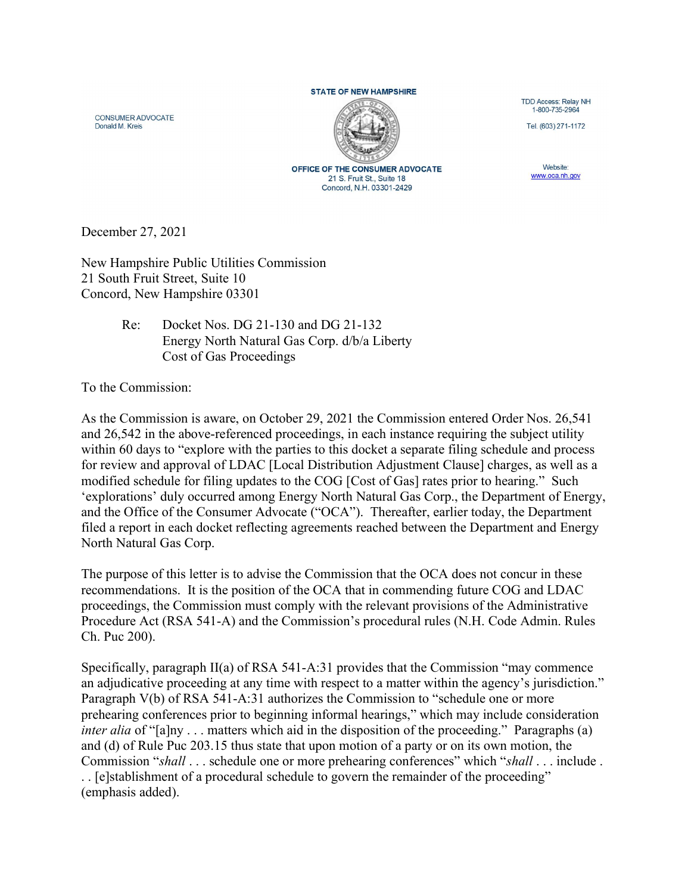STATE OF NEW HAMPSHIRE

CONSUMER ADVOCATE
Donald M. Kreis

OFFICE OF THE CONSUMER ADVOCATE
21 S. Fruit St., Suite 18
Concord, N.H. 03301-2429

TDD Access: Relay NH
1-800-735-2964

Tel. (603) 271-1172

Website:
www.oca.nh.gov

December 27, 2021

New Hampshire Public Utilities Commission
21 South Fruit Street, Suite 10
Concord, New Hampshire 03301

> Re: Docket Nos. DG 21-130 and DG 21-132
> Energy North Natural Gas Corp. d/b/a Liberty
> Cost of Gas Proceedings

To the Commission:

As the Commission is aware, on October 29, 2021 the Commission entered Order Nos. 26,541 and 26,542 in the above-referenced proceedings, in each instance requiring the subject utility within 60 days to "explore with the parties to this docket a separate filing schedule and process for review and approval of LDAC [Local Distribution Adjustment Clause] charges, as well as a modified schedule for filing updates to the COG [Cost of Gas] rates prior to hearing." Such 'explorations' duly occurred among Energy North Natural Gas Corp., the Department of Energy, and the Office of the Consumer Advocate ("OCA"). Thereafter, earlier today, the Department filed a report in each docket reflecting agreements reached between the Department and Energy North Natural Gas Corp.

The purpose of this letter is to advise the Commission that the OCA does not concur in these recommendations. It is the position of the OCA that in commending future COG and LDAC proceedings, the Commission must comply with the relevant provisions of the Administrative Procedure Act (RSA 541-A) and the Commission's procedural rules (N.H. Code Admin. Rules Ch. Puc 200).

Specifically, paragraph II(a) of RSA 541-A:31 provides that the Commission "may commence an adjudicative proceeding at any time with respect to a matter within the agency's jurisdiction." Paragraph V(b) of RSA 541-A:31 authorizes the Commission to "schedule one or more prehearing conferences prior to beginning informal hearings," which may include consideration *inter alia* of "[a]ny . . . matters which aid in the disposition of the proceeding." Paragraphs (a) and (d) of Rule Puc 203.15 thus state that upon motion of a party or on its own motion, the Commission "*shall* . . . schedule one or more prehearing conferences" which "*shall* . . . include . . . [e]stablishment of a procedural schedule to govern the remainder of the proceeding" (emphasis added).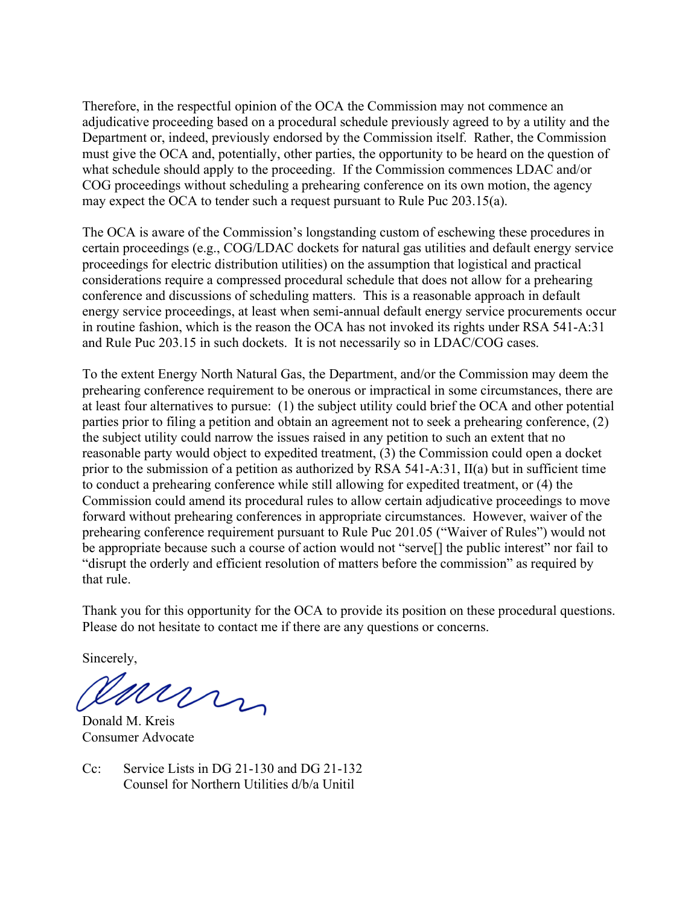Therefore, in the respectful opinion of the OCA the Commission may not commence an adjudicative proceeding based on a procedural schedule previously agreed to by a utility and the Department or, indeed, previously endorsed by the Commission itself. Rather, the Commission must give the OCA and, potentially, other parties, the opportunity to be heard on the question of what schedule should apply to the proceeding. If the Commission commences LDAC and/or COG proceedings without scheduling a prehearing conference on its own motion, the agency may expect the OCA to tender such a request pursuant to Rule Puc 203.15(a).

The OCA is aware of the Commission's longstanding custom of eschewing these procedures in certain proceedings (e.g., COG/LDAC dockets for natural gas utilities and default energy service proceedings for electric distribution utilities) on the assumption that logistical and practical considerations require a compressed procedural schedule that does not allow for a prehearing conference and discussions of scheduling matters. This is a reasonable approach in default energy service proceedings, at least when semi-annual default energy service procurements occur in routine fashion, which is the reason the OCA has not invoked its rights under RSA 541-A:31 and Rule Puc 203.15 in such dockets. It is not necessarily so in LDAC/COG cases.

To the extent Energy North Natural Gas, the Department, and/or the Commission may deem the prehearing conference requirement to be onerous or impractical in some circumstances, there are at least four alternatives to pursue: (1) the subject utility could brief the OCA and other potential parties prior to filing a petition and obtain an agreement not to seek a prehearing conference, (2) the subject utility could narrow the issues raised in any petition to such an extent that no reasonable party would object to expedited treatment, (3) the Commission could open a docket prior to the submission of a petition as authorized by RSA 541-A:31, II(a) but in sufficient time to conduct a prehearing conference while still allowing for expedited treatment, or (4) the Commission could amend its procedural rules to allow certain adjudicative proceedings to move forward without prehearing conferences in appropriate circumstances. However, waiver of the prehearing conference requirement pursuant to Rule Puc 201.05 ("Waiver of Rules") would not be appropriate because such a course of action would not "serve[] the public interest" nor fail to "disrupt the orderly and efficient resolution of matters before the commission" as required by that rule.

Thank you for this opportunity for the OCA to provide its position on these procedural questions. Please do not hesitate to contact me if there are any questions or concerns.

Sincerely,

Donald M. Kreis
Consumer Advocate

Cc: Service Lists in DG 21-130 and DG 21-132
Counsel for Northern Utilities d/b/a Unitil